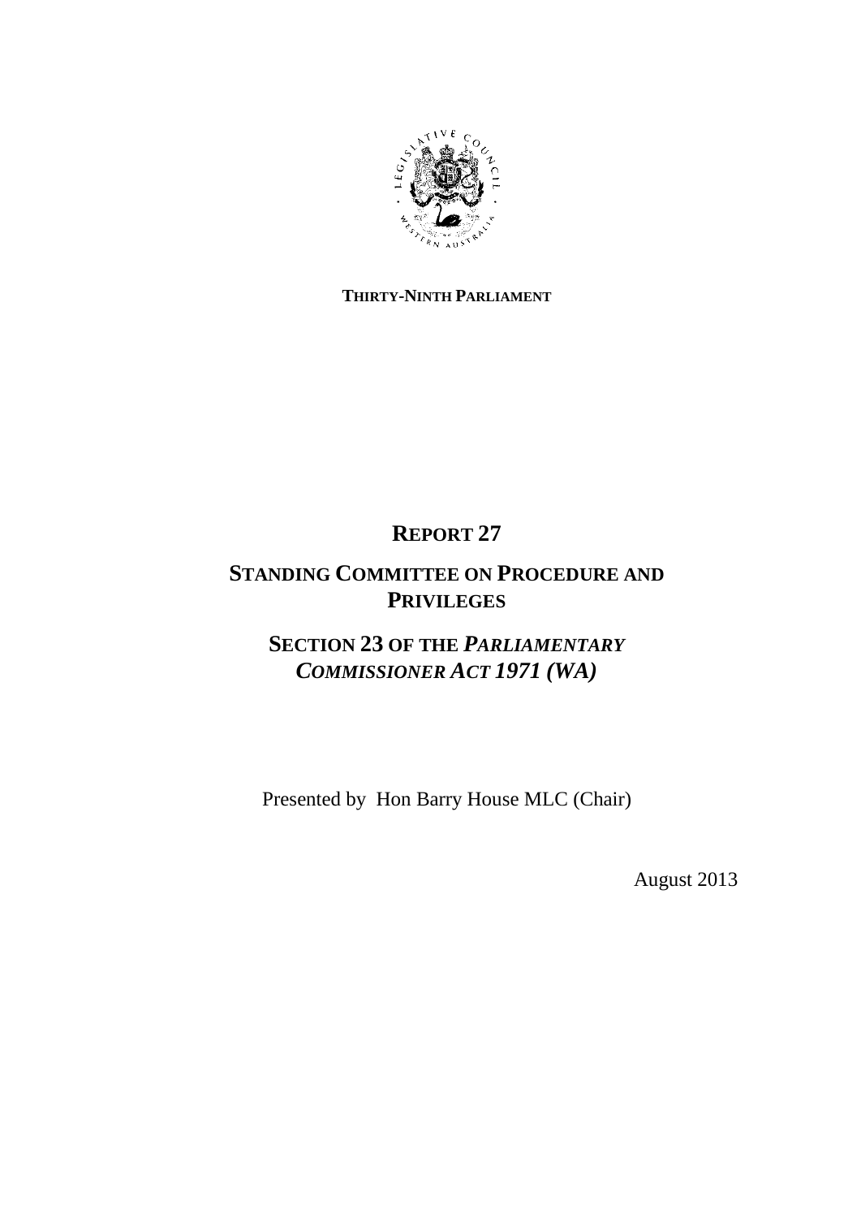**THIRTY-NINTH PARLIAMENT**

# REPORT 27

# STANDING COMMITTEE ON PROCEDURE AND PRIVILEGES

## SECTION 23 OF THE *PARLIAMENTARY COMMISSIONER ACT 1971 (WA)*

Presented by Hon Barry House MLC (Chair)

August 2013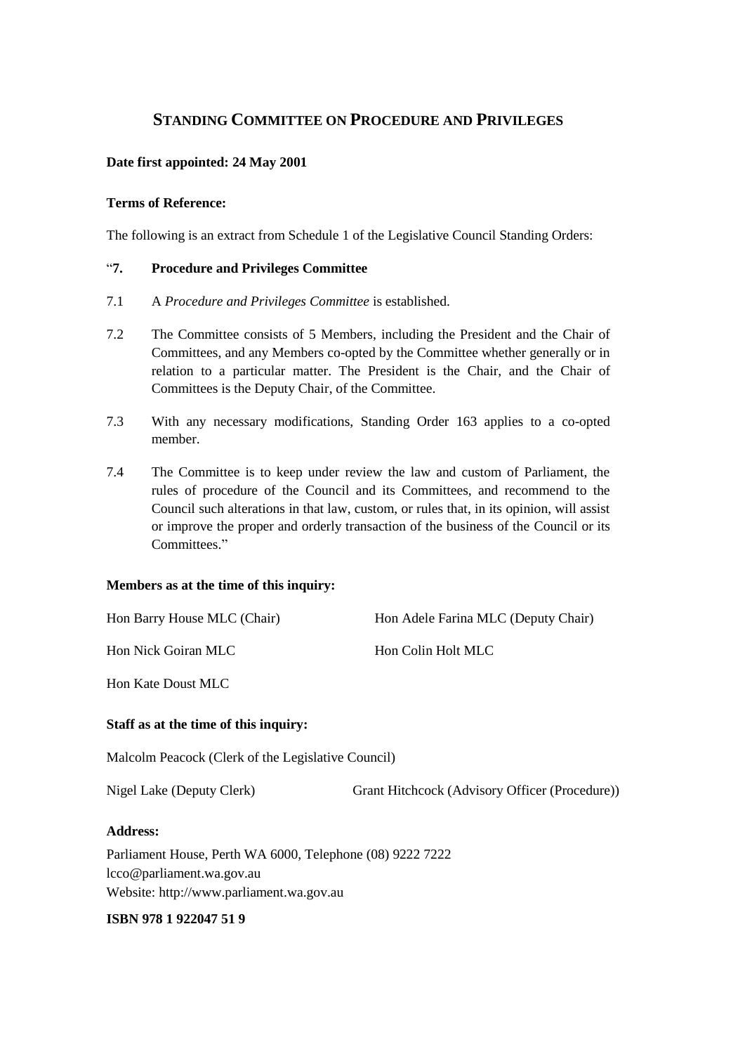# STANDING COMMITTEE ON PROCEDURE AND PRIVILEGES

**Date first appointed: 24 May 2001**

**Terms of Reference:**

The following is an extract from Schedule 1 of the Legislative Council Standing Orders:

"**7. Procedure and Privileges Committee**

7.1 A *Procedure and Privileges Committee* is established.

7.2 The Committee consists of 5 Members, including the President and the Chair of Committees, and any Members co-opted by the Committee whether generally or in relation to a particular matter. The President is the Chair, and the Chair of Committees is the Deputy Chair, of the Committee.

7.3 With any necessary modifications, Standing Order 163 applies to a co-opted member.

7.4 The Committee is to keep under review the law and custom of Parliament, the rules of procedure of the Council and its Committees, and recommend to the Council such alterations in that law, custom, or rules that, in its opinion, will assist or improve the proper and orderly transaction of the business of the Council or its Committees."

**Members as at the time of this inquiry:**

Hon Barry House MLC (Chair)

Hon Adele Farina MLC (Deputy Chair)

Hon Nick Goiran MLC

Hon Colin Holt MLC

Hon Kate Doust MLC

**Staff as at the time of this inquiry:**

Malcolm Peacock (Clerk of the Legislative Council)

Nigel Lake (Deputy Clerk)

Grant Hitchcock (Advisory Officer (Procedure))

**Address:**

Parliament House, Perth WA 6000, Telephone (08) 9222 7222
lcco@parliament.wa.gov.au
Website: http://www.parliament.wa.gov.au

**ISBN 978 1 922047 51 9**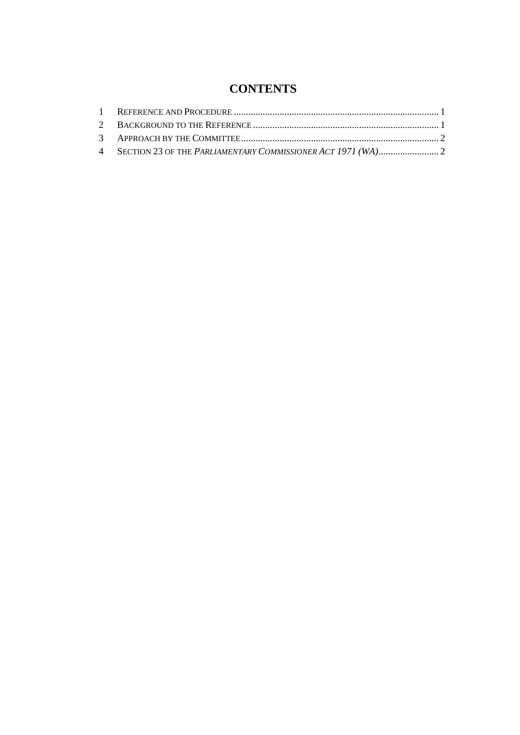# CONTENTS

1 REFERENCE AND PROCEDURE ..................................................................................... 1

2 BACKGROUND TO THE REFERENCE ............................................................................ 1

3 APPROACH BY THE COMMITTEE ................................................................................. 2

4 SECTION 23 OF THE *PARLIAMENTARY COMMISSIONER ACT 1971 (WA)* ......................... 2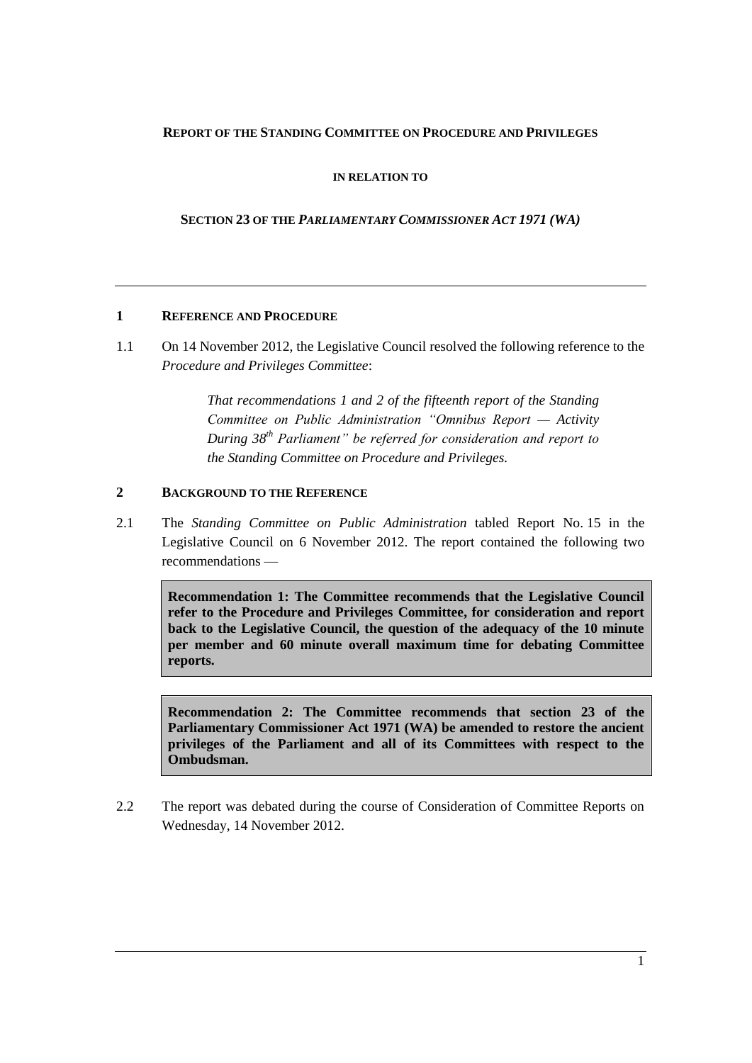**REPORT OF THE STANDING COMMITTEE ON PROCEDURE AND PRIVILEGES**

**IN RELATION TO**

**SECTION 23 OF THE *PARLIAMENTARY COMMISSIONER ACT 1971 (WA)***

---

## 1 REFERENCE AND PROCEDURE

1.1 On 14 November 2012, the Legislative Council resolved the following reference to the *Procedure and Privileges Committee*:

> *That recommendations 1 and 2 of the fifteenth report of the Standing Committee on Public Administration "Omnibus Report — Activity During 38th Parliament" be referred for consideration and report to the Standing Committee on Procedure and Privileges.*

## 2 BACKGROUND TO THE REFERENCE

2.1 The *Standing Committee on Public Administration* tabled Report No. 15 in the Legislative Council on 6 November 2012. The report contained the following two recommendations —

> **Recommendation 1: The Committee recommends that the Legislative Council refer to the Procedure and Privileges Committee, for consideration and report back to the Legislative Council, the question of the adequacy of the 10 minute per member and 60 minute overall maximum time for debating Committee reports.**

> **Recommendation 2: The Committee recommends that section 23 of the Parliamentary Commissioner Act 1971 (WA) be amended to restore the ancient privileges of the Parliament and all of its Committees with respect to the Ombudsman.**

2.2 The report was debated during the course of Consideration of Committee Reports on Wednesday, 14 November 2012.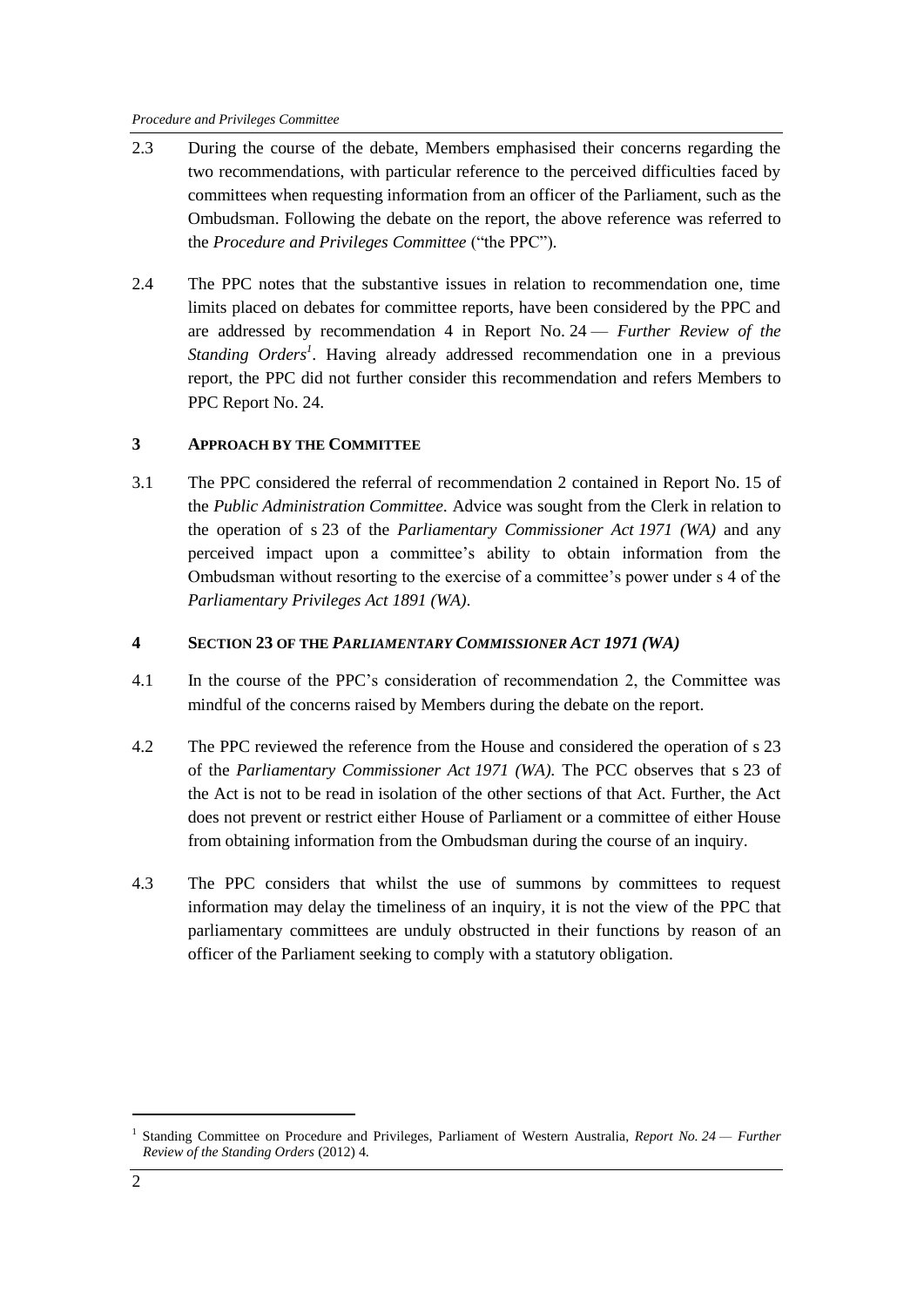2.3 During the course of the debate, Members emphasised their concerns regarding the two recommendations, with particular reference to the perceived difficulties faced by committees when requesting information from an officer of the Parliament, such as the Ombudsman. Following the debate on the report, the above reference was referred to the *Procedure and Privileges Committee* ("the PPC").

2.4 The PPC notes that the substantive issues in relation to recommendation one, time limits placed on debates for committee reports, have been considered by the PPC and are addressed by recommendation 4 in Report No. 24 — *Further Review of the Standing Orders*[1]. Having already addressed recommendation one in a previous report, the PPC did not further consider this recommendation and refers Members to PPC Report No. 24.

## 3 APPROACH BY THE COMMITTEE

3.1 The PPC considered the referral of recommendation 2 contained in Report No. 15 of the *Public Administration Committee*. Advice was sought from the Clerk in relation to the operation of s 23 of the *Parliamentary Commissioner Act 1971 (WA)* and any perceived impact upon a committee's ability to obtain information from the Ombudsman without resorting to the exercise of a committee's power under s 4 of the *Parliamentary Privileges Act 1891 (WA)*.

## 4 SECTION 23 OF THE *PARLIAMENTARY COMMISSIONER ACT 1971 (WA)*

4.1 In the course of the PPC's consideration of recommendation 2, the Committee was mindful of the concerns raised by Members during the debate on the report.

4.2 The PPC reviewed the reference from the House and considered the operation of s 23 of the *Parliamentary Commissioner Act 1971 (WA)*. The PCC observes that s 23 of the Act is not to be read in isolation of the other sections of that Act. Further, the Act does not prevent or restrict either House of Parliament or a committee of either House from obtaining information from the Ombudsman during the course of an inquiry.

4.3 The PPC considers that whilst the use of summons by committees to request information may delay the timeliness of an inquiry, it is not the view of the PPC that parliamentary committees are unduly obstructed in their functions by reason of an officer of the Parliament seeking to comply with a statutory obligation.

---

[1] Standing Committee on Procedure and Privileges, Parliament of Western Australia, *Report No. 24 — Further Review of the Standing Orders* (2012) 4.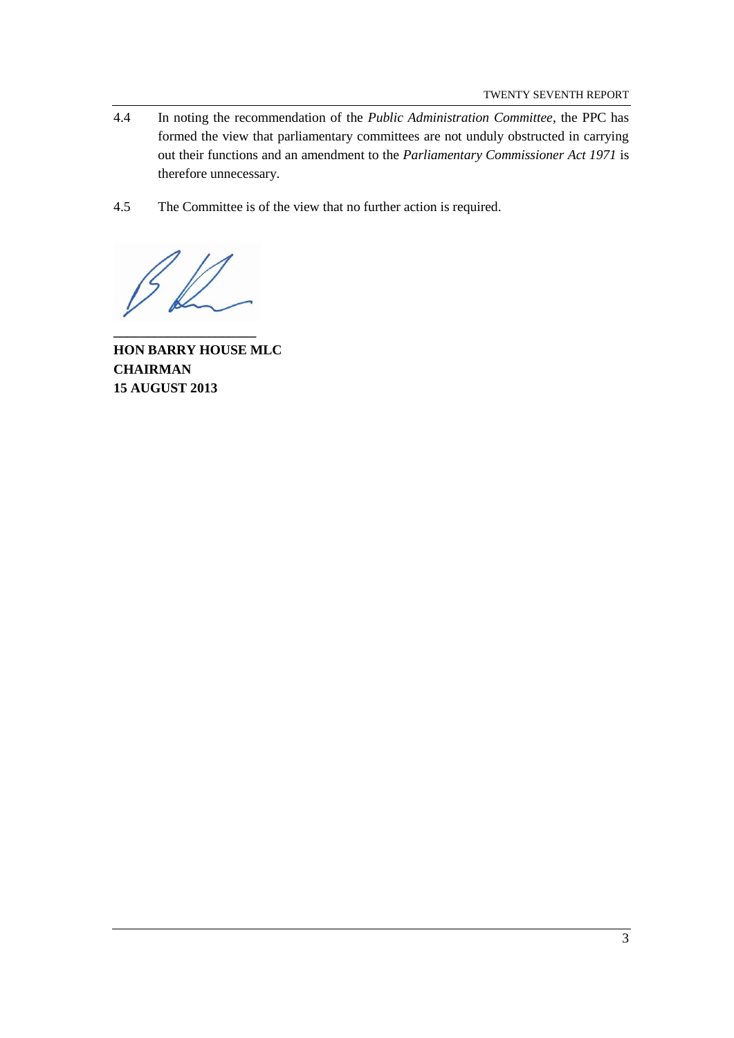4.4 In noting the recommendation of the *Public Administration Committee*, the PPC has formed the view that parliamentary committees are not unduly obstructed in carrying out their functions and an amendment to the *Parliamentary Commissioner Act 1971* is therefore unnecessary.

4.5 The Committee is of the view that no further action is required.

\_\_\_\_\_\_\_\_\_\_\_\_\_\_\_\_\_\_\_\_

**HON BARRY HOUSE MLC**
**CHAIRMAN**
**15 AUGUST 2013**